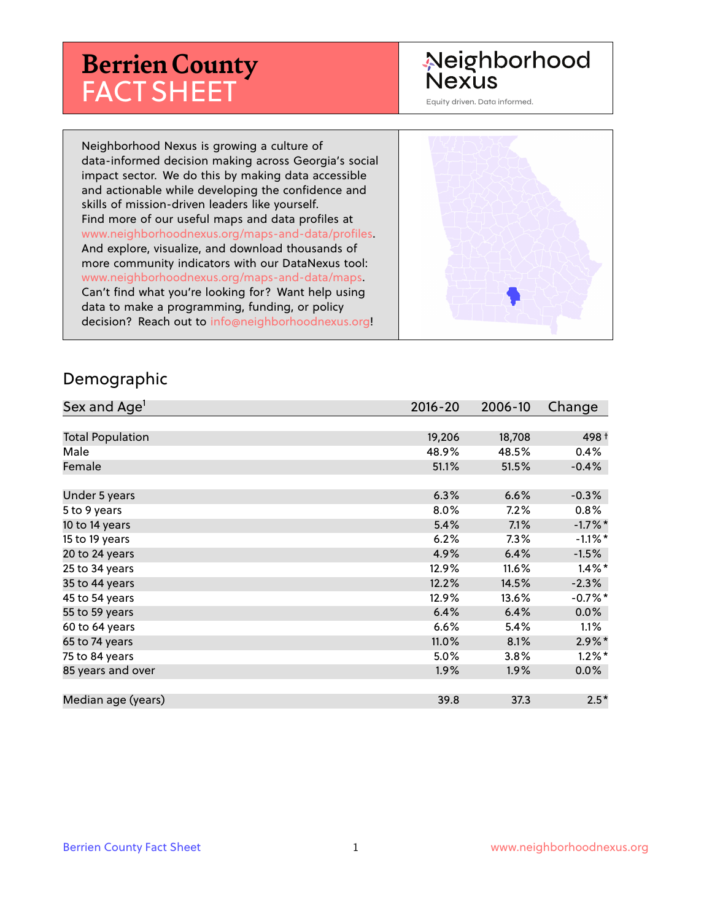# Berrien County FACT SHEET

Neighborhood Nexus

Equity driven. Data informed.

Neighborhood Nexus is growing a culture of data-informed decision making across Georgia's social impact sector. We do this by making data accessible and actionable while developing the confidence and skills of mission-driven leaders like yourself. Find more of our useful maps and data profiles at www.neighborhoodnexus.org/maps-and-data/profiles. And explore, visualize, and download thousands of more community indicators with our DataNexus tool: www.neighborhoodnexus.org/maps-and-data/maps. Can't find what you're looking for? Want help using data to make a programming, funding, or policy decision? Reach out to info@neighborhoodnexus.org!

## Demographic

| Sex and Age[1] | 2016-20 | 2006-10 | Change |
|---|---|---|---|
| Total Population | 19,206 | 18,708 | 498 † |
| Male | 48.9% | 48.5% | 0.4% |
| Female | 51.1% | 51.5% | -0.4% |
| | | | |
| Under 5 years | 6.3% | 6.6% | -0.3% |
| 5 to 9 years | 8.0% | 7.2% | 0.8% |
| 10 to 14 years | 5.4% | 7.1% | -1.7% * |
| 15 to 19 years | 6.2% | 7.3% | -1.1% * |
| 20 to 24 years | 4.9% | 6.4% | -1.5% |
| 25 to 34 years | 12.9% | 11.6% | 1.4% * |
| 35 to 44 years | 12.2% | 14.5% | -2.3% |
| 45 to 54 years | 12.9% | 13.6% | -0.7% * |
| 55 to 59 years | 6.4% | 6.4% | 0.0% |
| 60 to 64 years | 6.6% | 5.4% | 1.1% |
| 65 to 74 years | 11.0% | 8.1% | 2.9% * |
| 75 to 84 years | 5.0% | 3.8% | 1.2% * |
| 85 years and over | 1.9% | 1.9% | 0.0% |
| | | | |
| Median age (years) | 39.8 | 37.3 | 2.5 * |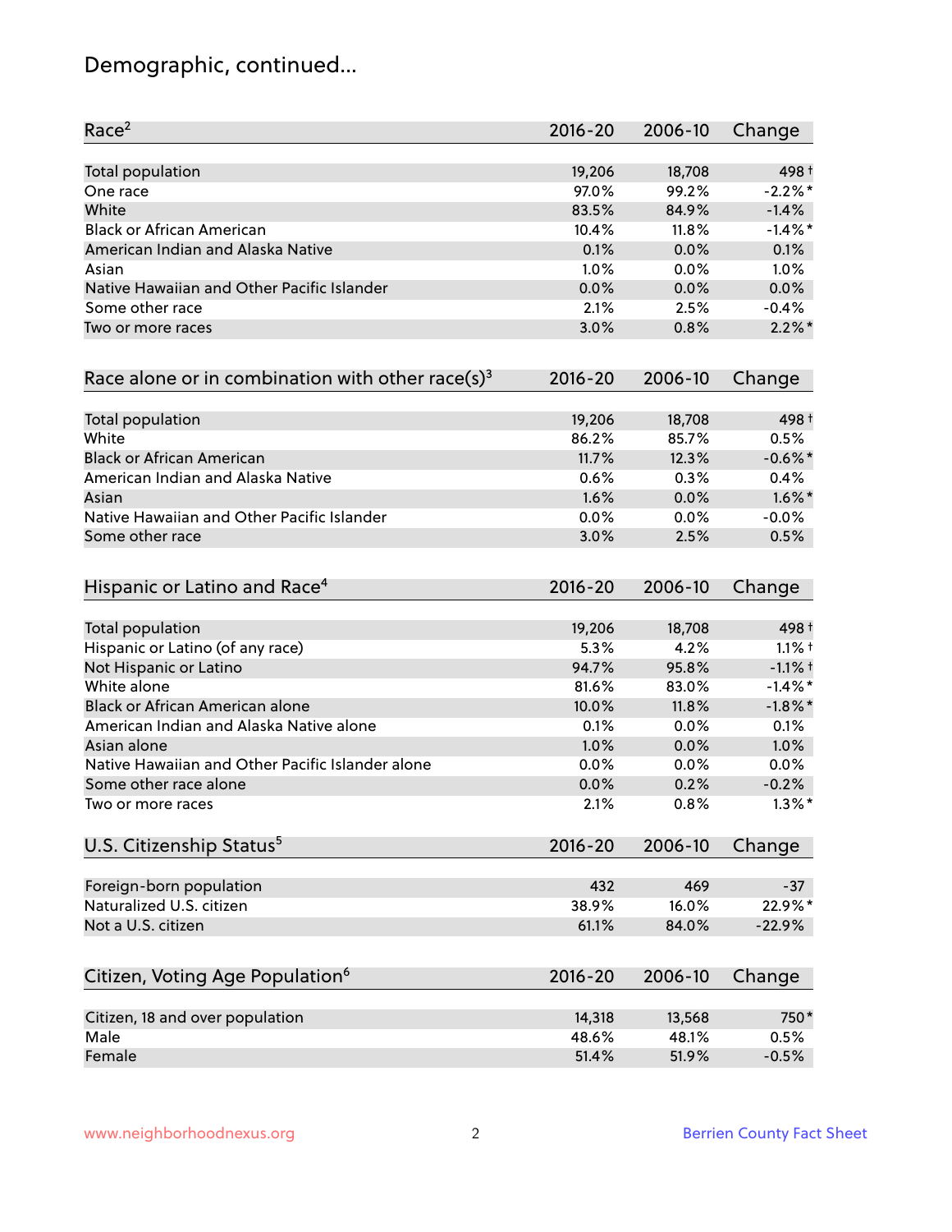## Demographic, continued...

| Race[2] | 2016-20 | 2006-10 | Change |
|---|---|---|---|
| Total population | 19,206 | 18,708 | 498 † |
| One race | 97.0% | 99.2% | -2.2% * |
| White | 83.5% | 84.9% | -1.4% |
| Black or African American | 10.4% | 11.8% | -1.4% * |
| American Indian and Alaska Native | 0.1% | 0.0% | 0.1% |
| Asian | 1.0% | 0.0% | 1.0% |
| Native Hawaiian and Other Pacific Islander | 0.0% | 0.0% | 0.0% |
| Some other race | 2.1% | 2.5% | -0.4% |
| Two or more races | 3.0% | 0.8% | 2.2% * |

| Race alone or in combination with other race(s)[3] | 2016-20 | 2006-10 | Change |
|---|---|---|---|
| Total population | 19,206 | 18,708 | 498 † |
| White | 86.2% | 85.7% | 0.5% |
| Black or African American | 11.7% | 12.3% | -0.6% * |
| American Indian and Alaska Native | 0.6% | 0.3% | 0.4% |
| Asian | 1.6% | 0.0% | 1.6% * |
| Native Hawaiian and Other Pacific Islander | 0.0% | 0.0% | -0.0% |
| Some other race | 3.0% | 2.5% | 0.5% |

| Hispanic or Latino and Race[4] | 2016-20 | 2006-10 | Change |
|---|---|---|---|
| Total population | 19,206 | 18,708 | 498 † |
| Hispanic or Latino (of any race) | 5.3% | 4.2% | 1.1% † |
| Not Hispanic or Latino | 94.7% | 95.8% | -1.1% † |
| White alone | 81.6% | 83.0% | -1.4% * |
| Black or African American alone | 10.0% | 11.8% | -1.8% * |
| American Indian and Alaska Native alone | 0.1% | 0.0% | 0.1% |
| Asian alone | 1.0% | 0.0% | 1.0% |
| Native Hawaiian and Other Pacific Islander alone | 0.0% | 0.0% | 0.0% |
| Some other race alone | 0.0% | 0.2% | -0.2% |
| Two or more races | 2.1% | 0.8% | 1.3% * |

| U.S. Citizenship Status[5] | 2016-20 | 2006-10 | Change |
|---|---|---|---|
| Foreign-born population | 432 | 469 | -37 |
| Naturalized U.S. citizen | 38.9% | 16.0% | 22.9% * |
| Not a U.S. citizen | 61.1% | 84.0% | -22.9% |

| Citizen, Voting Age Population[6] | 2016-20 | 2006-10 | Change |
|---|---|---|---|
| Citizen, 18 and over population | 14,318 | 13,568 | 750 * |
| Male | 48.6% | 48.1% | 0.5% |
| Female | 51.4% | 51.9% | -0.5% |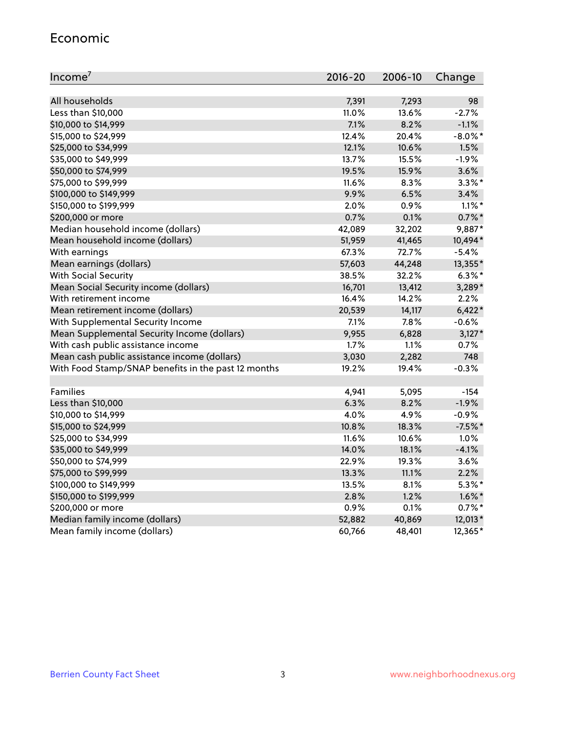## Economic

| Income[7] | 2016-20 | 2006-10 | Change |
|---|---|---|---|
| All households | 7,391 | 7,293 | 98 |
| Less than $10,000 | 11.0% | 13.6% | -2.7% |
| $10,000 to $14,999 | 7.1% | 8.2% | -1.1% |
| $15,000 to $24,999 | 12.4% | 20.4% | -8.0%* |
| $25,000 to $34,999 | 12.1% | 10.6% | 1.5% |
| $35,000 to $49,999 | 13.7% | 15.5% | -1.9% |
| $50,000 to $74,999 | 19.5% | 15.9% | 3.6% |
| $75,000 to $99,999 | 11.6% | 8.3% | 3.3%* |
| $100,000 to $149,999 | 9.9% | 6.5% | 3.4% |
| $150,000 to $199,999 | 2.0% | 0.9% | 1.1%* |
| $200,000 or more | 0.7% | 0.1% | 0.7%* |
| Median household income (dollars) | 42,089 | 32,202 | 9,887* |
| Mean household income (dollars) | 51,959 | 41,465 | 10,494* |
| With earnings | 67.3% | 72.7% | -5.4% |
| Mean earnings (dollars) | 57,603 | 44,248 | 13,355* |
| With Social Security | 38.5% | 32.2% | 6.3%* |
| Mean Social Security income (dollars) | 16,701 | 13,412 | 3,289* |
| With retirement income | 16.4% | 14.2% | 2.2% |
| Mean retirement income (dollars) | 20,539 | 14,117 | 6,422* |
| With Supplemental Security Income | 7.1% | 7.8% | -0.6% |
| Mean Supplemental Security Income (dollars) | 9,955 | 6,828 | 3,127* |
| With cash public assistance income | 1.7% | 1.1% | 0.7% |
| Mean cash public assistance income (dollars) | 3,030 | 2,282 | 748 |
| With Food Stamp/SNAP benefits in the past 12 months | 19.2% | 19.4% | -0.3% |
| | | | |
| Families | 4,941 | 5,095 | -154 |
| Less than $10,000 | 6.3% | 8.2% | -1.9% |
| $10,000 to $14,999 | 4.0% | 4.9% | -0.9% |
| $15,000 to $24,999 | 10.8% | 18.3% | -7.5%* |
| $25,000 to $34,999 | 11.6% | 10.6% | 1.0% |
| $35,000 to $49,999 | 14.0% | 18.1% | -4.1% |
| $50,000 to $74,999 | 22.9% | 19.3% | 3.6% |
| $75,000 to $99,999 | 13.3% | 11.1% | 2.2% |
| $100,000 to $149,999 | 13.5% | 8.1% | 5.3%* |
| $150,000 to $199,999 | 2.8% | 1.2% | 1.6%* |
| $200,000 or more | 0.9% | 0.1% | 0.7%* |
| Median family income (dollars) | 52,882 | 40,869 | 12,013* |
| Mean family income (dollars) | 60,766 | 48,401 | 12,365* |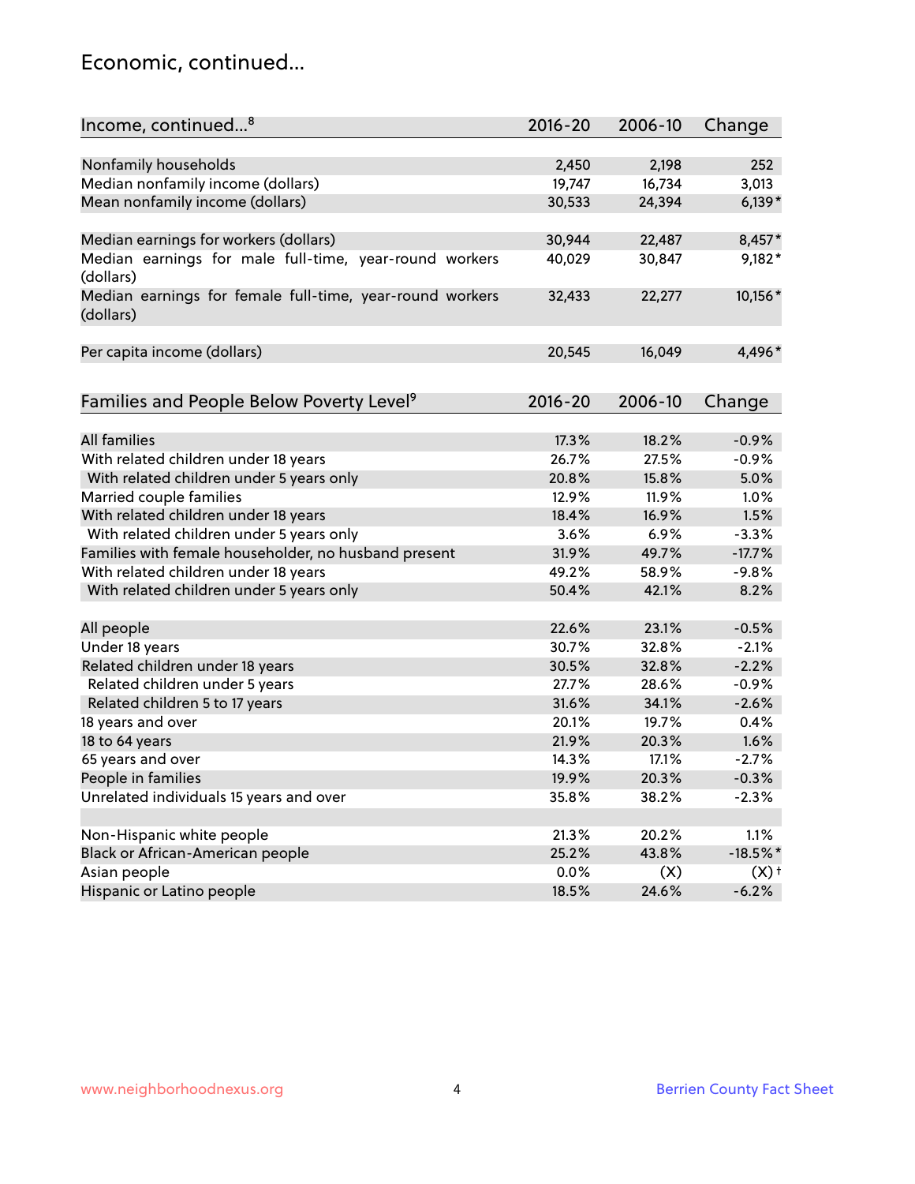# Economic, continued...

| Income, continued...[8] | 2016-20 | 2006-10 | Change |
|---|---|---|---|
| Nonfamily households | 2,450 | 2,198 | 252 |
| Median nonfamily income (dollars) | 19,747 | 16,734 | 3,013 |
| Mean nonfamily income (dollars) | 30,533 | 24,394 | 6,139* |
| Median earnings for workers (dollars) | 30,944 | 22,487 | 8,457* |
| Median earnings for male full-time, year-round workers (dollars) | 40,029 | 30,847 | 9,182* |
| Median earnings for female full-time, year-round workers (dollars) | 32,433 | 22,277 | 10,156* |
| Per capita income (dollars) | 20,545 | 16,049 | 4,496* |

| Families and People Below Poverty Level[9] | 2016-20 | 2006-10 | Change |
|---|---|---|---|
| All families | 17.3% | 18.2% | -0.9% |
| With related children under 18 years | 26.7% | 27.5% | -0.9% |
| With related children under 5 years only | 20.8% | 15.8% | 5.0% |
| Married couple families | 12.9% | 11.9% | 1.0% |
| With related children under 18 years | 18.4% | 16.9% | 1.5% |
| With related children under 5 years only | 3.6% | 6.9% | -3.3% |
| Families with female householder, no husband present | 31.9% | 49.7% | -17.7% |
| With related children under 18 years | 49.2% | 58.9% | -9.8% |
| With related children under 5 years only | 50.4% | 42.1% | 8.2% |
| All people | 22.6% | 23.1% | -0.5% |
| Under 18 years | 30.7% | 32.8% | -2.1% |
| Related children under 18 years | 30.5% | 32.8% | -2.2% |
| Related children under 5 years | 27.7% | 28.6% | -0.9% |
| Related children 5 to 17 years | 31.6% | 34.1% | -2.6% |
| 18 years and over | 20.1% | 19.7% | 0.4% |
| 18 to 64 years | 21.9% | 20.3% | 1.6% |
| 65 years and over | 14.3% | 17.1% | -2.7% |
| People in families | 19.9% | 20.3% | -0.3% |
| Unrelated individuals 15 years and over | 35.8% | 38.2% | -2.3% |
| Non-Hispanic white people | 21.3% | 20.2% | 1.1% |
| Black or African-American people | 25.2% | 43.8% | -18.5%* |
| Asian people | 0.0% | (X) | (X)† |
| Hispanic or Latino people | 18.5% | 24.6% | -6.2% |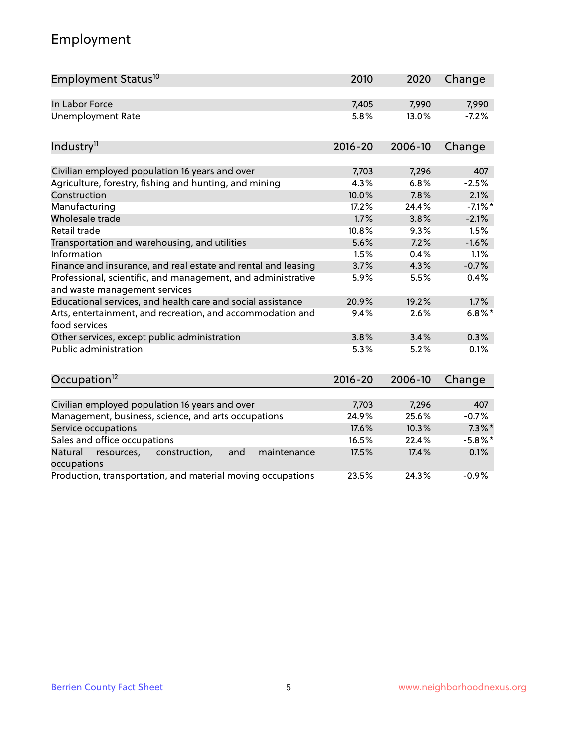## Employment

| Employment Status[10] | 2010 | 2020 | Change |
|---|---|---|---|
| In Labor Force | 7,405 | 7,990 | 7,990 |
| Unemployment Rate | 5.8% | 13.0% | -7.2% |

| Industry[11] | 2016-20 | 2006-10 | Change |
|---|---|---|---|
| Civilian employed population 16 years and over | 7,703 | 7,296 | 407 |
| Agriculture, forestry, fishing and hunting, and mining | 4.3% | 6.8% | -2.5% |
| Construction | 10.0% | 7.8% | 2.1% |
| Manufacturing | 17.2% | 24.4% | -7.1%* |
| Wholesale trade | 1.7% | 3.8% | -2.1% |
| Retail trade | 10.8% | 9.3% | 1.5% |
| Transportation and warehousing, and utilities | 5.6% | 7.2% | -1.6% |
| Information | 1.5% | 0.4% | 1.1% |
| Finance and insurance, and real estate and rental and leasing | 3.7% | 4.3% | -0.7% |
| Professional, scientific, and management, and administrative and waste management services | 5.9% | 5.5% | 0.4% |
| Educational services, and health care and social assistance | 20.9% | 19.2% | 1.7% |
| Arts, entertainment, and recreation, and accommodation and food services | 9.4% | 2.6% | 6.8%* |
| Other services, except public administration | 3.8% | 3.4% | 0.3% |
| Public administration | 5.3% | 5.2% | 0.1% |

| Occupation[12] | 2016-20 | 2006-10 | Change |
|---|---|---|---|
| Civilian employed population 16 years and over | 7,703 | 7,296 | 407 |
| Management, business, science, and arts occupations | 24.9% | 25.6% | -0.7% |
| Service occupations | 17.6% | 10.3% | 7.3%* |
| Sales and office occupations | 16.5% | 22.4% | -5.8%* |
| Natural resources, construction, and maintenance occupations | 17.5% | 17.4% | 0.1% |
| Production, transportation, and material moving occupations | 23.5% | 24.3% | -0.9% |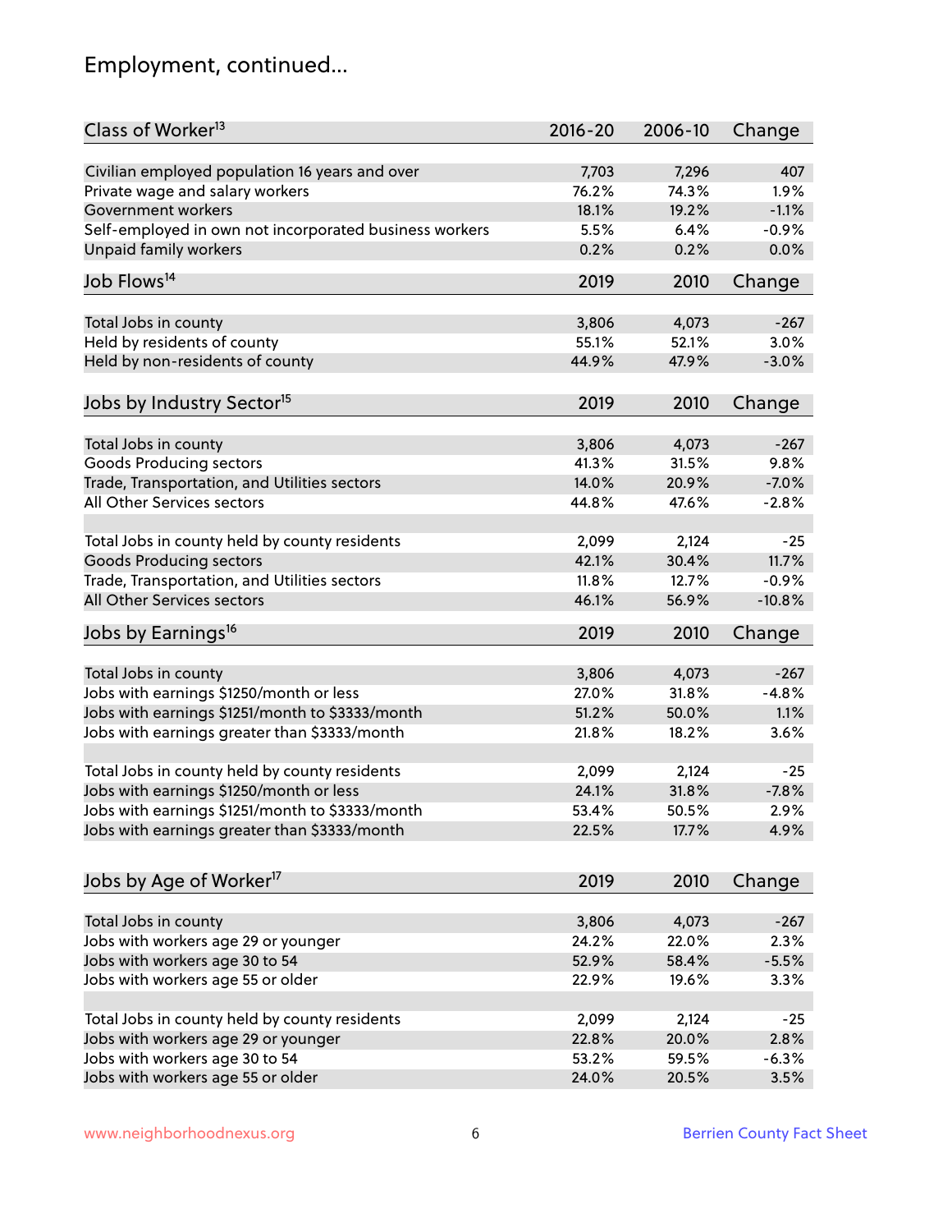# Employment, continued...

| Class of Worker[13] | 2016-20 | 2006-10 | Change |
|---|---|---|---|
| Civilian employed population 16 years and over | 7,703 | 7,296 | 407 |
| Private wage and salary workers | 76.2% | 74.3% | 1.9% |
| Government workers | 18.1% | 19.2% | -1.1% |
| Self-employed in own not incorporated business workers | 5.5% | 6.4% | -0.9% |
| Unpaid family workers | 0.2% | 0.2% | 0.0% |

| Job Flows[14] | 2019 | 2010 | Change |
|---|---|---|---|
| Total Jobs in county | 3,806 | 4,073 | -267 |
| Held by residents of county | 55.1% | 52.1% | 3.0% |
| Held by non-residents of county | 44.9% | 47.9% | -3.0% |

| Jobs by Industry Sector[15] | 2019 | 2010 | Change |
|---|---|---|---|
| Total Jobs in county | 3,806 | 4,073 | -267 |
| Goods Producing sectors | 41.3% | 31.5% | 9.8% |
| Trade, Transportation, and Utilities sectors | 14.0% | 20.9% | -7.0% |
| All Other Services sectors | 44.8% | 47.6% | -2.8% |
| | | | |
| Total Jobs in county held by county residents | 2,099 | 2,124 | -25 |
| Goods Producing sectors | 42.1% | 30.4% | 11.7% |
| Trade, Transportation, and Utilities sectors | 11.8% | 12.7% | -0.9% |
| All Other Services sectors | 46.1% | 56.9% | -10.8% |

| Jobs by Earnings[16] | 2019 | 2010 | Change |
|---|---|---|---|
| Total Jobs in county | 3,806 | 4,073 | -267 |
| Jobs with earnings $1250/month or less | 27.0% | 31.8% | -4.8% |
| Jobs with earnings $1251/month to $3333/month | 51.2% | 50.0% | 1.1% |
| Jobs with earnings greater than $3333/month | 21.8% | 18.2% | 3.6% |
| | | | |
| Total Jobs in county held by county residents | 2,099 | 2,124 | -25 |
| Jobs with earnings $1250/month or less | 24.1% | 31.8% | -7.8% |
| Jobs with earnings $1251/month to $3333/month | 53.4% | 50.5% | 2.9% |
| Jobs with earnings greater than $3333/month | 22.5% | 17.7% | 4.9% |

| Jobs by Age of Worker[17] | 2019 | 2010 | Change |
|---|---|---|---|
| Total Jobs in county | 3,806 | 4,073 | -267 |
| Jobs with workers age 29 or younger | 24.2% | 22.0% | 2.3% |
| Jobs with workers age 30 to 54 | 52.9% | 58.4% | -5.5% |
| Jobs with workers age 55 or older | 22.9% | 19.6% | 3.3% |
| | | | |
| Total Jobs in county held by county residents | 2,099 | 2,124 | -25 |
| Jobs with workers age 29 or younger | 22.8% | 20.0% | 2.8% |
| Jobs with workers age 30 to 54 | 53.2% | 59.5% | -6.3% |
| Jobs with workers age 55 or older | 24.0% | 20.5% | 3.5% |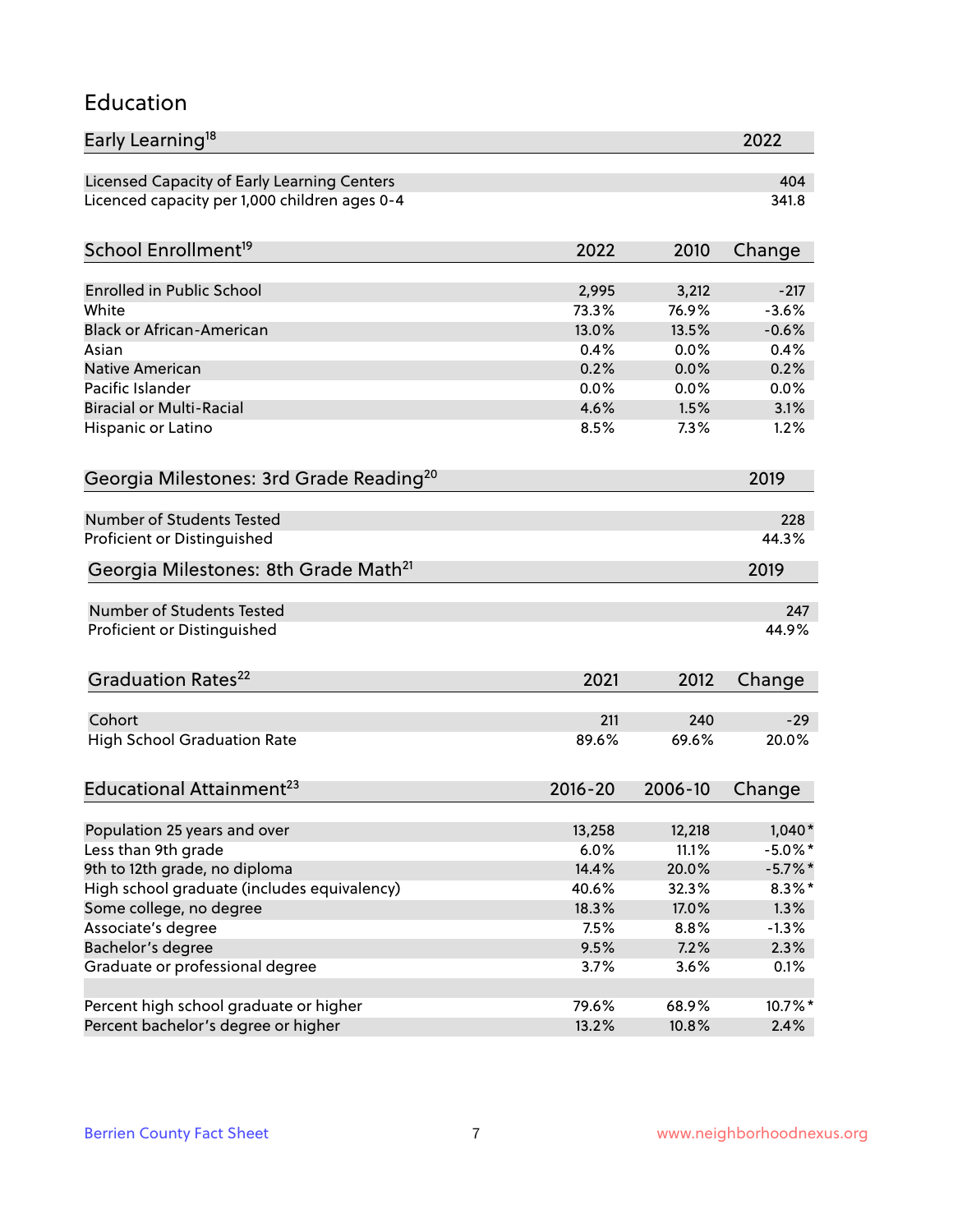# Education

| Early Learning[18] | 2022 |
| --- | --- |
| Licensed Capacity of Early Learning Centers | 404 |
| Licenced capacity per 1,000 children ages 0-4 | 341.8 |

| School Enrollment[19] | 2022 | 2010 | Change |
| --- | --- | --- | --- |
| Enrolled in Public School | 2,995 | 3,212 | -217 |
| White | 73.3% | 76.9% | -3.6% |
| Black or African-American | 13.0% | 13.5% | -0.6% |
| Asian | 0.4% | 0.0% | 0.4% |
| Native American | 0.2% | 0.0% | 0.2% |
| Pacific Islander | 0.0% | 0.0% | 0.0% |
| Biracial or Multi-Racial | 4.6% | 1.5% | 3.1% |
| Hispanic or Latino | 8.5% | 7.3% | 1.2% |

| Georgia Milestones: 3rd Grade Reading[20] | 2019 |
| --- | --- |
| Number of Students Tested | 228 |
| Proficient or Distinguished | 44.3% |

| Georgia Milestones: 8th Grade Math[21] | 2019 |
| --- | --- |
| Number of Students Tested | 247 |
| Proficient or Distinguished | 44.9% |

| Graduation Rates[22] | 2021 | 2012 | Change |
| --- | --- | --- | --- |
| Cohort | 211 | 240 | -29 |
| High School Graduation Rate | 89.6% | 69.6% | 20.0% |

| Educational Attainment[23] | 2016-20 | 2006-10 | Change |
| --- | --- | --- | --- |
| Population 25 years and over | 13,258 | 12,218 | 1,040* |
| Less than 9th grade | 6.0% | 11.1% | -5.0%* |
| 9th to 12th grade, no diploma | 14.4% | 20.0% | -5.7%* |
| High school graduate (includes equivalency) | 40.6% | 32.3% | 8.3%* |
| Some college, no degree | 18.3% | 17.0% | 1.3% |
| Associate's degree | 7.5% | 8.8% | -1.3% |
| Bachelor's degree | 9.5% | 7.2% | 2.3% |
| Graduate or professional degree | 3.7% | 3.6% | 0.1% |
| | | | |
| Percent high school graduate or higher | 79.6% | 68.9% | 10.7%* |
| Percent bachelor's degree or higher | 13.2% | 10.8% | 2.4% |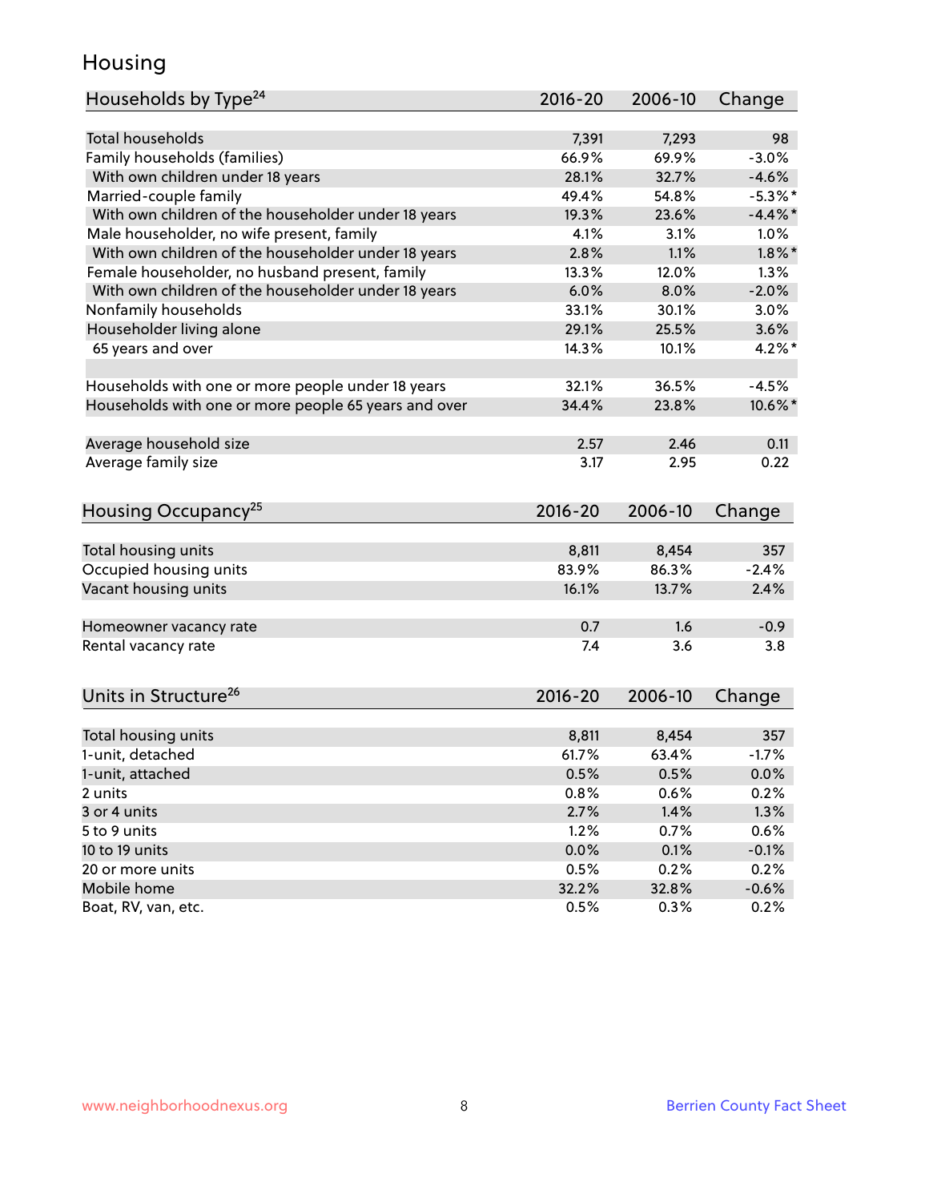# Housing

| Households by Type[24] | 2016-20 | 2006-10 | Change |
|---|---|---|---|
| Total households | 7,391 | 7,293 | 98 |
| Family households (families) | 66.9% | 69.9% | -3.0% |
| With own children under 18 years | 28.1% | 32.7% | -4.6% |
| Married-couple family | 49.4% | 54.8% | -5.3%* |
| With own children of the householder under 18 years | 19.3% | 23.6% | -4.4%* |
| Male householder, no wife present, family | 4.1% | 3.1% | 1.0% |
| With own children of the householder under 18 years | 2.8% | 1.1% | 1.8%* |
| Female householder, no husband present, family | 13.3% | 12.0% | 1.3% |
| With own children of the householder under 18 years | 6.0% | 8.0% | -2.0% |
| Nonfamily households | 33.1% | 30.1% | 3.0% |
| Householder living alone | 29.1% | 25.5% | 3.6% |
| 65 years and over | 14.3% | 10.1% | 4.2%* |
| | | | |
| Households with one or more people under 18 years | 32.1% | 36.5% | -4.5% |
| Households with one or more people 65 years and over | 34.4% | 23.8% | 10.6%* |
| | | | |
| Average household size | 2.57 | 2.46 | 0.11 |
| Average family size | 3.17 | 2.95 | 0.22 |

| Housing Occupancy[25] | 2016-20 | 2006-10 | Change |
|---|---|---|---|
| Total housing units | 8,811 | 8,454 | 357 |
| Occupied housing units | 83.9% | 86.3% | -2.4% |
| Vacant housing units | 16.1% | 13.7% | 2.4% |
| | | | |
| Homeowner vacancy rate | 0.7 | 1.6 | -0.9 |
| Rental vacancy rate | 7.4 | 3.6 | 3.8 |

| Units in Structure[26] | 2016-20 | 2006-10 | Change |
|---|---|---|---|
| Total housing units | 8,811 | 8,454 | 357 |
| 1-unit, detached | 61.7% | 63.4% | -1.7% |
| 1-unit, attached | 0.5% | 0.5% | 0.0% |
| 2 units | 0.8% | 0.6% | 0.2% |
| 3 or 4 units | 2.7% | 1.4% | 1.3% |
| 5 to 9 units | 1.2% | 0.7% | 0.6% |
| 10 to 19 units | 0.0% | 0.1% | -0.1% |
| 20 or more units | 0.5% | 0.2% | 0.2% |
| Mobile home | 32.2% | 32.8% | -0.6% |
| Boat, RV, van, etc. | 0.5% | 0.3% | 0.2% |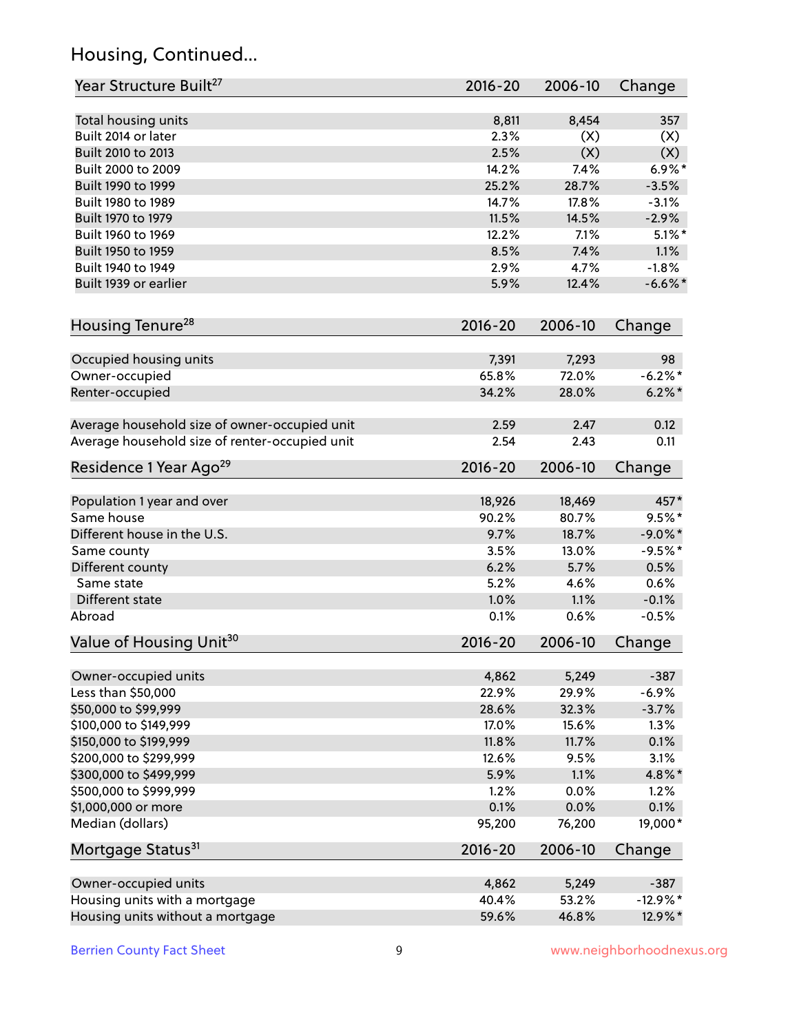## Housing, Continued...

| Year Structure Built[27] | 2016-20 | 2006-10 | Change |
|---|---|---|---|
| Total housing units | 8,811 | 8,454 | 357 |
| Built 2014 or later | 2.3% | (X) | (X) |
| Built 2010 to 2013 | 2.5% | (X) | (X) |
| Built 2000 to 2009 | 14.2% | 7.4% | 6.9%* |
| Built 1990 to 1999 | 25.2% | 28.7% | -3.5% |
| Built 1980 to 1989 | 14.7% | 17.8% | -3.1% |
| Built 1970 to 1979 | 11.5% | 14.5% | -2.9% |
| Built 1960 to 1969 | 12.2% | 7.1% | 5.1%* |
| Built 1950 to 1959 | 8.5% | 7.4% | 1.1% |
| Built 1940 to 1949 | 2.9% | 4.7% | -1.8% |
| Built 1939 or earlier | 5.9% | 12.4% | -6.6%* |

| Housing Tenure[28] | 2016-20 | 2006-10 | Change |
|---|---|---|---|
| Occupied housing units | 7,391 | 7,293 | 98 |
| Owner-occupied | 65.8% | 72.0% | -6.2%* |
| Renter-occupied | 34.2% | 28.0% | 6.2%* |
| Average household size of owner-occupied unit | 2.59 | 2.47 | 0.12 |
| Average household size of renter-occupied unit | 2.54 | 2.43 | 0.11 |

| Residence 1 Year Ago[29] | 2016-20 | 2006-10 | Change |
|---|---|---|---|
| Population 1 year and over | 18,926 | 18,469 | 457* |
| Same house | 90.2% | 80.7% | 9.5%* |
| Different house in the U.S. | 9.7% | 18.7% | -9.0%* |
| Same county | 3.5% | 13.0% | -9.5%* |
| Different county | 6.2% | 5.7% | 0.5% |
| Same state | 5.2% | 4.6% | 0.6% |
| Different state | 1.0% | 1.1% | -0.1% |
| Abroad | 0.1% | 0.6% | -0.5% |

| Value of Housing Unit[30] | 2016-20 | 2006-10 | Change |
|---|---|---|---|
| Owner-occupied units | 4,862 | 5,249 | -387 |
| Less than $50,000 | 22.9% | 29.9% | -6.9% |
| $50,000 to $99,999 | 28.6% | 32.3% | -3.7% |
| $100,000 to $149,999 | 17.0% | 15.6% | 1.3% |
| $150,000 to $199,999 | 11.8% | 11.7% | 0.1% |
| $200,000 to $299,999 | 12.6% | 9.5% | 3.1% |
| $300,000 to $499,999 | 5.9% | 1.1% | 4.8%* |
| $500,000 to $999,999 | 1.2% | 0.0% | 1.2% |
| $1,000,000 or more | 0.1% | 0.0% | 0.1% |
| Median (dollars) | 95,200 | 76,200 | 19,000* |

| Mortgage Status[31] | 2016-20 | 2006-10 | Change |
|---|---|---|---|
| Owner-occupied units | 4,862 | 5,249 | -387 |
| Housing units with a mortgage | 40.4% | 53.2% | -12.9%* |
| Housing units without a mortgage | 59.6% | 46.8% | 12.9%* |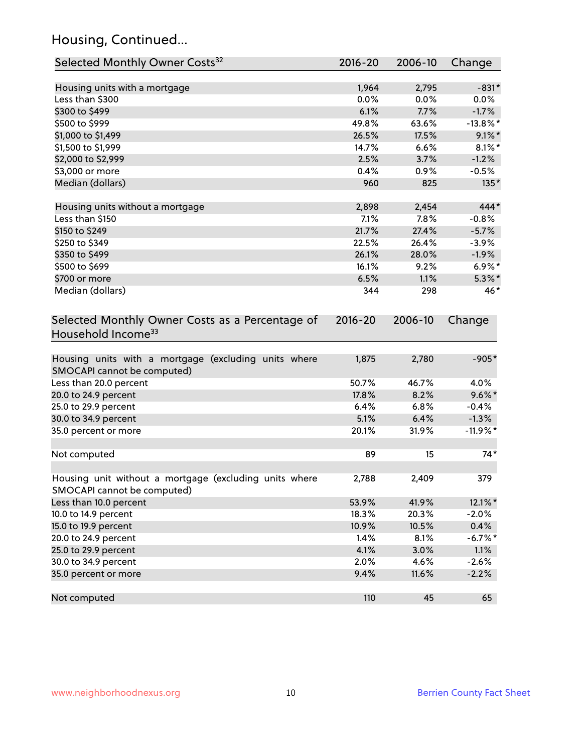## Housing, Continued...

| Selected Monthly Owner Costs[32] | 2016-20 | 2006-10 | Change |
|---|---|---|---|
| Housing units with a mortgage | 1,964 | 2,795 | -831* |
| Less than $300 | 0.0% | 0.0% | 0.0% |
| $300 to $499 | 6.1% | 7.7% | -1.7% |
| $500 to $999 | 49.8% | 63.6% | -13.8%* |
| $1,000 to $1,499 | 26.5% | 17.5% | 9.1%* |
| $1,500 to $1,999 | 14.7% | 6.6% | 8.1%* |
| $2,000 to $2,999 | 2.5% | 3.7% | -1.2% |
| $3,000 or more | 0.4% | 0.9% | -0.5% |
| Median (dollars) | 960 | 825 | 135* |
| | | | |
| Housing units without a mortgage | 2,898 | 2,454 | 444* |
| Less than $150 | 7.1% | 7.8% | -0.8% |
| $150 to $249 | 21.7% | 27.4% | -5.7% |
| $250 to $349 | 22.5% | 26.4% | -3.9% |
| $350 to $499 | 26.1% | 28.0% | -1.9% |
| $500 to $699 | 16.1% | 9.2% | 6.9%* |
| $700 or more | 6.5% | 1.1% | 5.3%* |
| Median (dollars) | 344 | 298 | 46* |

| Selected Monthly Owner Costs as a Percentage of Household Income[33] | 2016-20 | 2006-10 | Change |
|---|---|---|---|
| Housing units with a mortgage (excluding units where SMOCAPI cannot be computed) | 1,875 | 2,780 | -905* |
| Less than 20.0 percent | 50.7% | 46.7% | 4.0% |
| 20.0 to 24.9 percent | 17.8% | 8.2% | 9.6%* |
| 25.0 to 29.9 percent | 6.4% | 6.8% | -0.4% |
| 30.0 to 34.9 percent | 5.1% | 6.4% | -1.3% |
| 35.0 percent or more | 20.1% | 31.9% | -11.9%* |
| | | | |
| Not computed | 89 | 15 | 74* |
| | | | |
| Housing unit without a mortgage (excluding units where SMOCAPI cannot be computed) | 2,788 | 2,409 | 379 |
| Less than 10.0 percent | 53.9% | 41.9% | 12.1%* |
| 10.0 to 14.9 percent | 18.3% | 20.3% | -2.0% |
| 15.0 to 19.9 percent | 10.9% | 10.5% | 0.4% |
| 20.0 to 24.9 percent | 1.4% | 8.1% | -6.7%* |
| 25.0 to 29.9 percent | 4.1% | 3.0% | 1.1% |
| 30.0 to 34.9 percent | 2.0% | 4.6% | -2.6% |
| 35.0 percent or more | 9.4% | 11.6% | -2.2% |
| | | | |
| Not computed | 110 | 45 | 65 |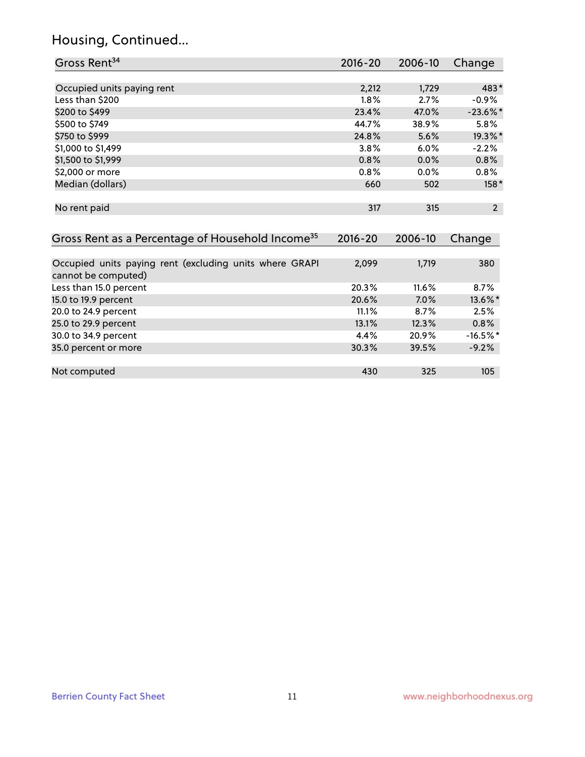## Housing, Continued...

| Gross Rent[34] | 2016-20 | 2006-10 | Change |
|---|---|---|---|
| Occupied units paying rent | 2,212 | 1,729 | 483* |
| Less than $200 | 1.8% | 2.7% | -0.9% |
| $200 to $499 | 23.4% | 47.0% | -23.6%* |
| $500 to $749 | 44.7% | 38.9% | 5.8% |
| $750 to $999 | 24.8% | 5.6% | 19.3%* |
| $1,000 to $1,499 | 3.8% | 6.0% | -2.2% |
| $1,500 to $1,999 | 0.8% | 0.0% | 0.8% |
| $2,000 or more | 0.8% | 0.0% | 0.8% |
| Median (dollars) | 660 | 502 | 158* |
| No rent paid | 317 | 315 | 2 |

| Gross Rent as a Percentage of Household Income[35] | 2016-20 | 2006-10 | Change |
|---|---|---|---|
| Occupied units paying rent (excluding units where GRAPI cannot be computed) | 2,099 | 1,719 | 380 |
| Less than 15.0 percent | 20.3% | 11.6% | 8.7% |
| 15.0 to 19.9 percent | 20.6% | 7.0% | 13.6%* |
| 20.0 to 24.9 percent | 11.1% | 8.7% | 2.5% |
| 25.0 to 29.9 percent | 13.1% | 12.3% | 0.8% |
| 30.0 to 34.9 percent | 4.4% | 20.9% | -16.5%* |
| 35.0 percent or more | 30.3% | 39.5% | -9.2% |
| Not computed | 430 | 325 | 105 |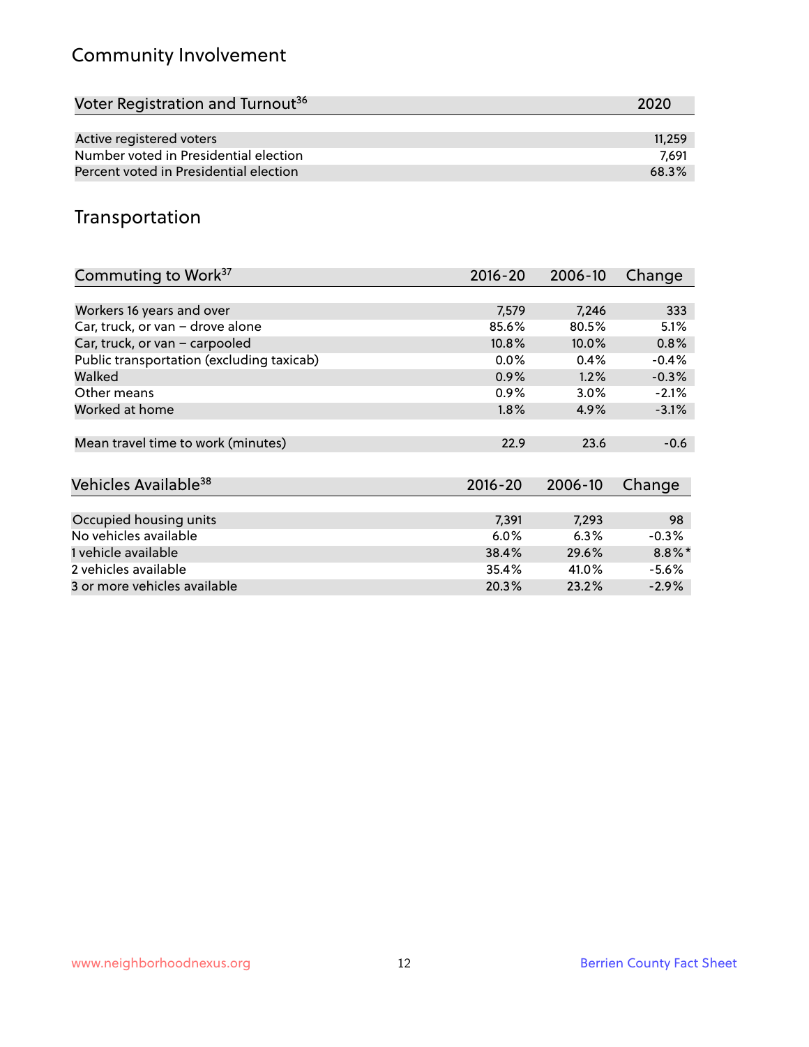## Community Involvement

| Voter Registration and Turnout[36] | 2020 |
|---|---|
| Active registered voters | 11,259 |
| Number voted in Presidential election | 7,691 |
| Percent voted in Presidential election | 68.3% |

## Transportation

| Commuting to Work[37] | 2016-20 | 2006-10 | Change |
|---|---|---|---|
| Workers 16 years and over | 7,579 | 7,246 | 333 |
| Car, truck, or van – drove alone | 85.6% | 80.5% | 5.1% |
| Car, truck, or van – carpooled | 10.8% | 10.0% | 0.8% |
| Public transportation (excluding taxicab) | 0.0% | 0.4% | -0.4% |
| Walked | 0.9% | 1.2% | -0.3% |
| Other means | 0.9% | 3.0% | -2.1% |
| Worked at home | 1.8% | 4.9% | -3.1% |
| Mean travel time to work (minutes) | 22.9 | 23.6 | -0.6 |

| Vehicles Available[38] | 2016-20 | 2006-10 | Change |
|---|---|---|---|
| Occupied housing units | 7,391 | 7,293 | 98 |
| No vehicles available | 6.0% | 6.3% | -0.3% |
| 1 vehicle available | 38.4% | 29.6% | 8.8%* |
| 2 vehicles available | 35.4% | 41.0% | -5.6% |
| 3 or more vehicles available | 20.3% | 23.2% | -2.9% |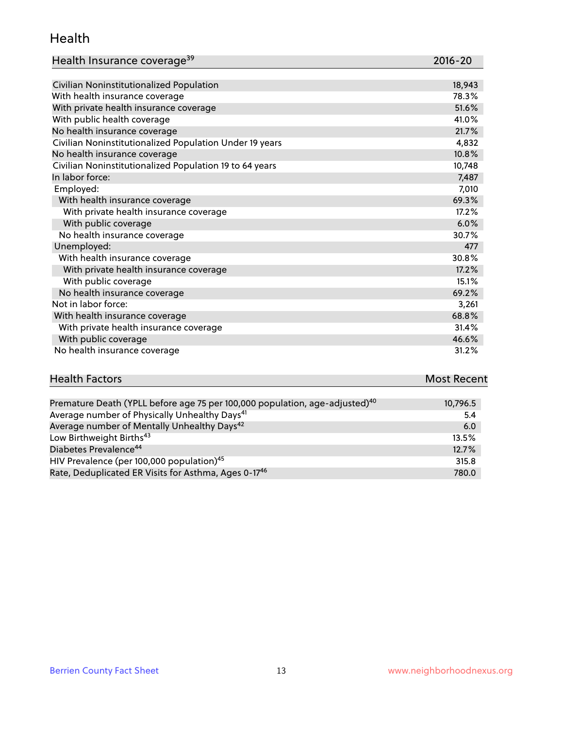## Health

| Health Insurance coverage[39] | 2016-20 |
| --- | --- |
| Civilian Noninstitutionalized Population | 18,943 |
| With health insurance coverage | 78.3% |
| With private health insurance coverage | 51.6% |
| With public health coverage | 41.0% |
| No health insurance coverage | 21.7% |
| Civilian Noninstitutionalized Population Under 19 years | 4,832 |
| No health insurance coverage | 10.8% |
| Civilian Noninstitutionalized Population 19 to 64 years | 10,748 |
| In labor force: | 7,487 |
| Employed: | 7,010 |
| With health insurance coverage | 69.3% |
| With private health insurance coverage | 17.2% |
| With public coverage | 6.0% |
| No health insurance coverage | 30.7% |
| Unemployed: | 477 |
| With health insurance coverage | 30.8% |
| With private health insurance coverage | 17.2% |
| With public coverage | 15.1% |
| No health insurance coverage | 69.2% |
| Not in labor force: | 3,261 |
| With health insurance coverage | 68.8% |
| With private health insurance coverage | 31.4% |
| With public coverage | 46.6% |
| No health insurance coverage | 31.2% |

| Health Factors | Most Recent |
| --- | --- |
| Premature Death (YPLL before age 75 per 100,000 population, age-adjusted)[40] | 10,796.5 |
| Average number of Physically Unhealthy Days[41] | 5.4 |
| Average number of Mentally Unhealthy Days[42] | 6.0 |
| Low Birthweight Births[43] | 13.5% |
| Diabetes Prevalence[44] | 12.7% |
| HIV Prevalence (per 100,000 population)[45] | 315.8 |
| Rate, Deduplicated ER Visits for Asthma, Ages 0-17[46] | 780.0 |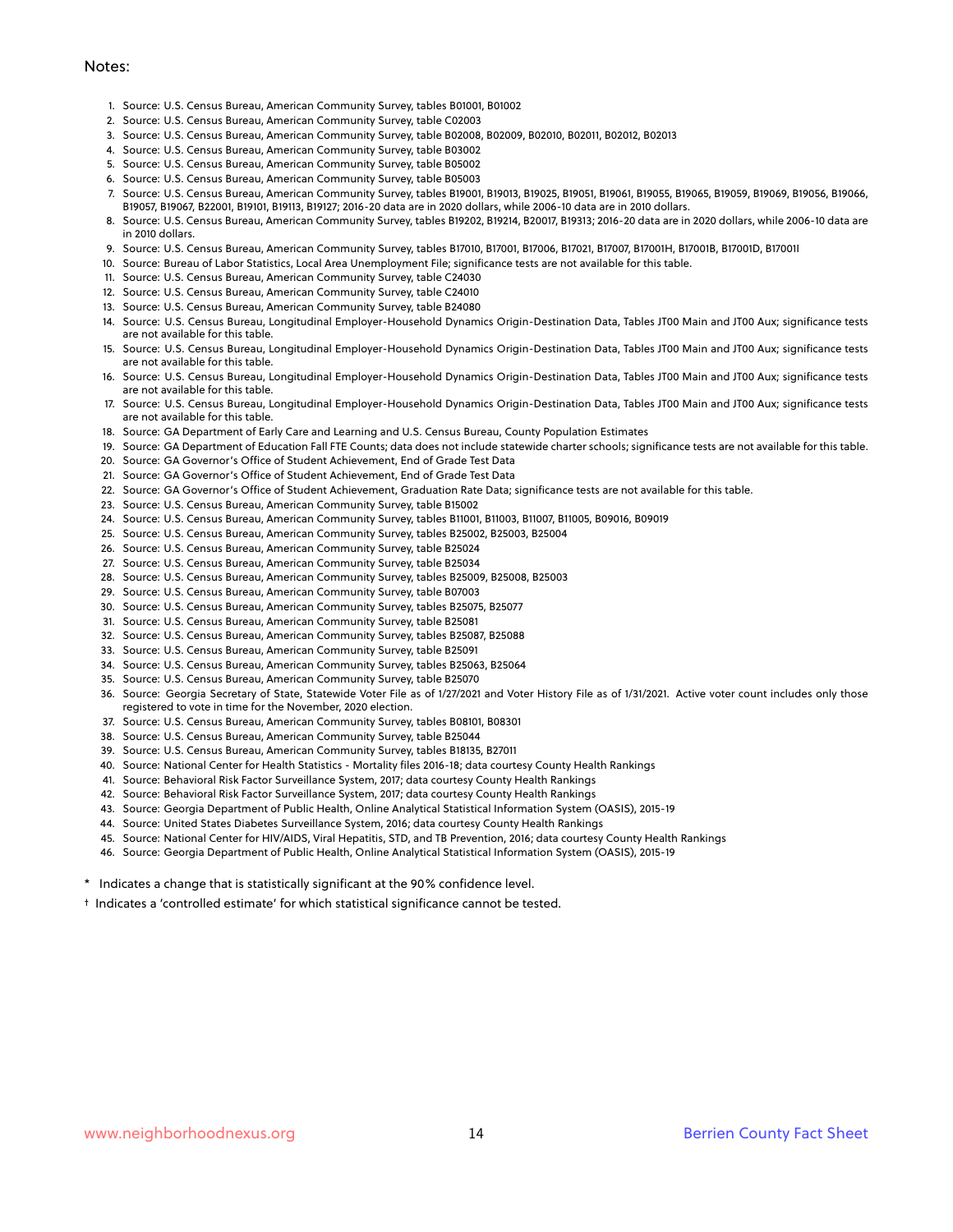Notes:

1. Source: U.S. Census Bureau, American Community Survey, tables B01001, B01002
2. Source: U.S. Census Bureau, American Community Survey, table C02003
3. Source: U.S. Census Bureau, American Community Survey, table B02008, B02009, B02010, B02011, B02012, B02013
4. Source: U.S. Census Bureau, American Community Survey, table B03002
5. Source: U.S. Census Bureau, American Community Survey, table B05002
6. Source: U.S. Census Bureau, American Community Survey, table B05003
7. Source: U.S. Census Bureau, American Community Survey, tables B19001, B19013, B19025, B19051, B19061, B19055, B19065, B19059, B19069, B19056, B19066, B19057, B19067, B22001, B19101, B19113, B19127; 2016-20 data are in 2020 dollars, while 2006-10 data are in 2010 dollars.
8. Source: U.S. Census Bureau, American Community Survey, tables B19202, B19214, B20017, B19313; 2016-20 data are in 2020 dollars, while 2006-10 data are in 2010 dollars.
9. Source: U.S. Census Bureau, American Community Survey, tables B17010, B17001, B17006, B17021, B17007, B17001H, B17001B, B17001D, B17001I
10. Source: Bureau of Labor Statistics, Local Area Unemployment File; significance tests are not available for this table.
11. Source: U.S. Census Bureau, American Community Survey, table C24030
12. Source: U.S. Census Bureau, American Community Survey, table C24010
13. Source: U.S. Census Bureau, American Community Survey, table B24080
14. Source: U.S. Census Bureau, Longitudinal Employer-Household Dynamics Origin-Destination Data, Tables JT00 Main and JT00 Aux; significance tests are not available for this table.
15. Source: U.S. Census Bureau, Longitudinal Employer-Household Dynamics Origin-Destination Data, Tables JT00 Main and JT00 Aux; significance tests are not available for this table.
16. Source: U.S. Census Bureau, Longitudinal Employer-Household Dynamics Origin-Destination Data, Tables JT00 Main and JT00 Aux; significance tests are not available for this table.
17. Source: U.S. Census Bureau, Longitudinal Employer-Household Dynamics Origin-Destination Data, Tables JT00 Main and JT00 Aux; significance tests are not available for this table.
18. Source: GA Department of Early Care and Learning and U.S. Census Bureau, County Population Estimates
19. Source: GA Department of Education Fall FTE Counts; data does not include statewide charter schools; significance tests are not available for this table.
20. Source: GA Governor's Office of Student Achievement, End of Grade Test Data
21. Source: GA Governor's Office of Student Achievement, End of Grade Test Data
22. Source: GA Governor's Office of Student Achievement, Graduation Rate Data; significance tests are not available for this table.
23. Source: U.S. Census Bureau, American Community Survey, table B15002
24. Source: U.S. Census Bureau, American Community Survey, tables B11001, B11003, B11007, B11005, B09016, B09019
25. Source: U.S. Census Bureau, American Community Survey, tables B25002, B25003, B25004
26. Source: U.S. Census Bureau, American Community Survey, table B25024
27. Source: U.S. Census Bureau, American Community Survey, table B25034
28. Source: U.S. Census Bureau, American Community Survey, tables B25009, B25008, B25003
29. Source: U.S. Census Bureau, American Community Survey, table B07003
30. Source: U.S. Census Bureau, American Community Survey, tables B25075, B25077
31. Source: U.S. Census Bureau, American Community Survey, table B25081
32. Source: U.S. Census Bureau, American Community Survey, tables B25087, B25088
33. Source: U.S. Census Bureau, American Community Survey, table B25091
34. Source: U.S. Census Bureau, American Community Survey, tables B25063, B25064
35. Source: U.S. Census Bureau, American Community Survey, table B25070
36. Source: Georgia Secretary of State, Statewide Voter File as of 1/27/2021 and Voter History File as of 1/31/2021. Active voter count includes only those registered to vote in time for the November, 2020 election.
37. Source: U.S. Census Bureau, American Community Survey, tables B08101, B08301
38. Source: U.S. Census Bureau, American Community Survey, table B25044
39. Source: U.S. Census Bureau, American Community Survey, tables B18135, B27011
40. Source: National Center for Health Statistics - Mortality files 2016-18; data courtesy County Health Rankings
41. Source: Behavioral Risk Factor Surveillance System, 2017; data courtesy County Health Rankings
42. Source: Behavioral Risk Factor Surveillance System, 2017; data courtesy County Health Rankings
43. Source: Georgia Department of Public Health, Online Analytical Statistical Information System (OASIS), 2015-19
44. Source: United States Diabetes Surveillance System, 2016; data courtesy County Health Rankings
45. Source: National Center for HIV/AIDS, Viral Hepatitis, STD, and TB Prevention, 2016; data courtesy County Health Rankings
46. Source: Georgia Department of Public Health, Online Analytical Statistical Information System (OASIS), 2015-19

\* Indicates a change that is statistically significant at the 90% confidence level.

† Indicates a 'controlled estimate' for which statistical significance cannot be tested.